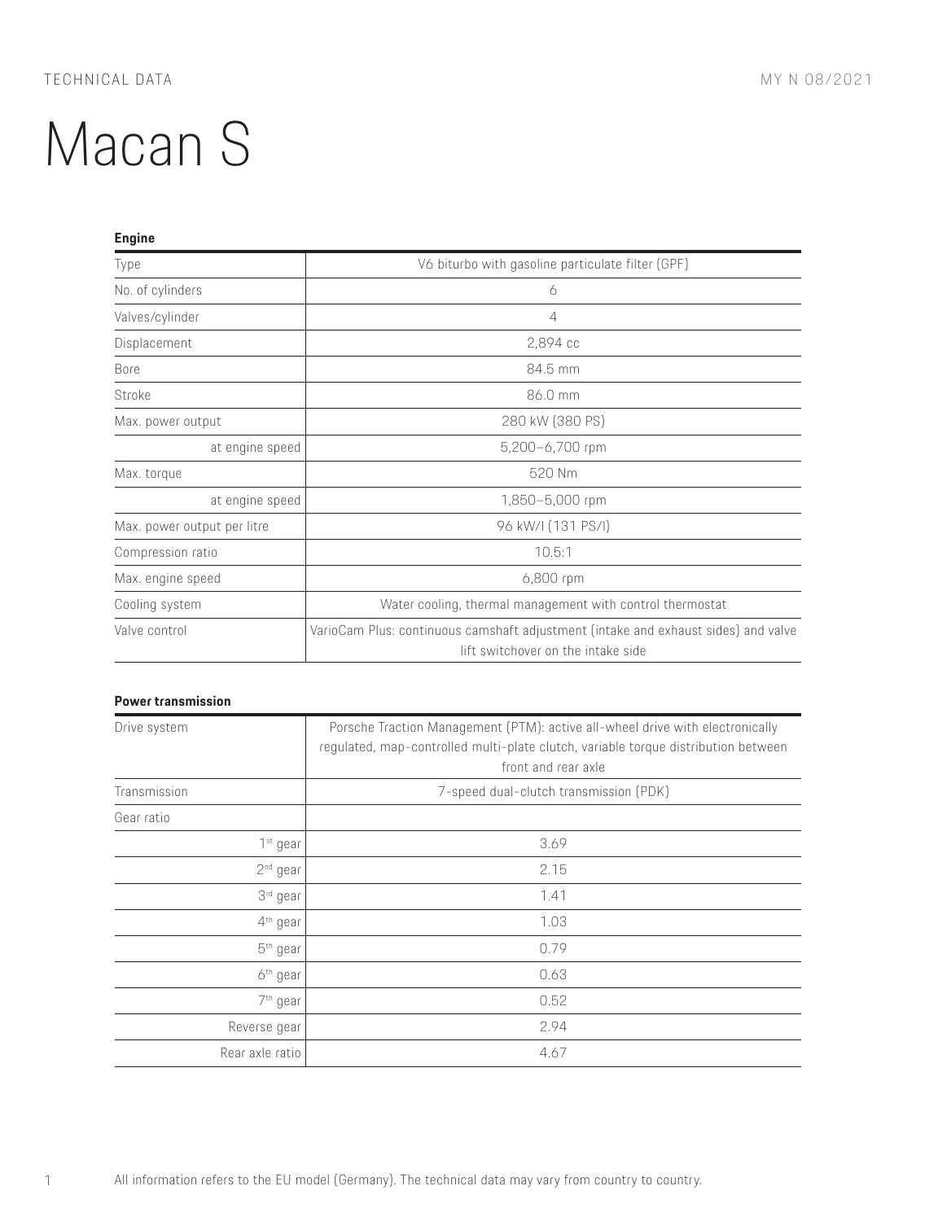TECHNICAL DATA MY N 08/2021

# Macan S

**Engine**

| | |
|---|---|
| Type | V6 biturbo with gasoline particulate filter (GPF) |
| No. of cylinders | 6 |
| Valves/cylinder | 4 |
| Displacement | 2,894 cc |
| Bore | 84.5 mm |
| Stroke | 86.0 mm |
| Max. power output | 280 kW (380 PS) |
| at engine speed | 5,200–6,700 rpm |
| Max. torque | 520 Nm |
| at engine speed | 1,850–5,000 rpm |
| Max. power output per litre | 96 kW/l (131 PS/l) |
| Compression ratio | 10.5:1 |
| Max. engine speed | 6,800 rpm |
| Cooling system | Water cooling, thermal management with control thermostat |
| Valve control | VarioCam Plus: continuous camshaft adjustment (intake and exhaust sides) and valve lift switchover on the intake side |

**Power transmission**

| | |
|---|---|
| Drive system | Porsche Traction Management (PTM): active all-wheel drive with electronically regulated, map-controlled multi-plate clutch, variable torque distribution between front and rear axle |
| Transmission | 7-speed dual-clutch transmission (PDK) |
| Gear ratio | |
| 1st gear | 3.69 |
| 2nd gear | 2.15 |
| 3rd gear | 1.41 |
| 4th gear | 1.03 |
| 5th gear | 0.79 |
| 6th gear | 0.63 |
| 7th gear | 0.52 |
| Reverse gear | 2.94 |
| Rear axle ratio | 4.67 |

All information refers to the EU model (Germany). The technical data may vary from country to country.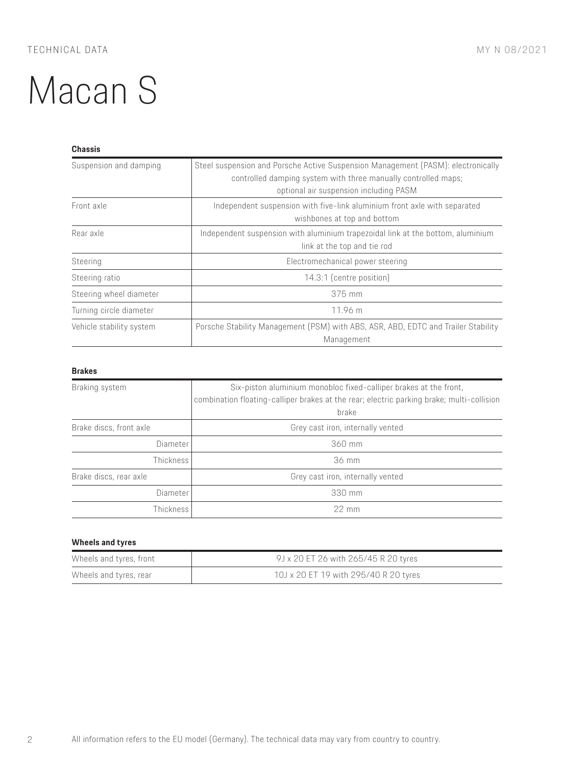# Macan S

### Chassis

| | |
|---|---|
| Suspension and damping | Steel suspension and Porsche Active Suspension Management (PASM): electronically controlled damping system with three manually controlled maps; optional air suspension including PASM |
| Front axle | Independent suspension with five-link aluminium front axle with separated wishbones at top and bottom |
| Rear axle | Independent suspension with aluminium trapezoidal link at the bottom, aluminium link at the top and tie rod |
| Steering | Electromechanical power steering |
| Steering ratio | 14.3:1 (centre position) |
| Steering wheel diameter | 375 mm |
| Turning circle diameter | 11.96 m |
| Vehicle stability system | Porsche Stability Management (PSM) with ABS, ASR, ABD, EDTC and Trailer Stability Management |

### Brakes

| | |
|---|---|
| Braking system | Six-piston aluminium monobloc fixed-calliper brakes at the front, combination floating-calliper brakes at the rear; electric parking brake; multi-collision brake |
| Brake discs, front axle | Grey cast iron, internally vented |
| Diameter | 360 mm |
| Thickness | 36 mm |
| Brake discs, rear axle | Grey cast iron, internally vented |
| Diameter | 330 mm |
| Thickness | 22 mm |

### Wheels and tyres

| | |
|---|---|
| Wheels and tyres, front | 9J x 20 ET 26 with 265/45 R 20 tyres |
| Wheels and tyres, rear | 10J x 20 ET 19 with 295/40 R 20 tyres |

All information refers to the EU model (Germany). The technical data may vary from country to country.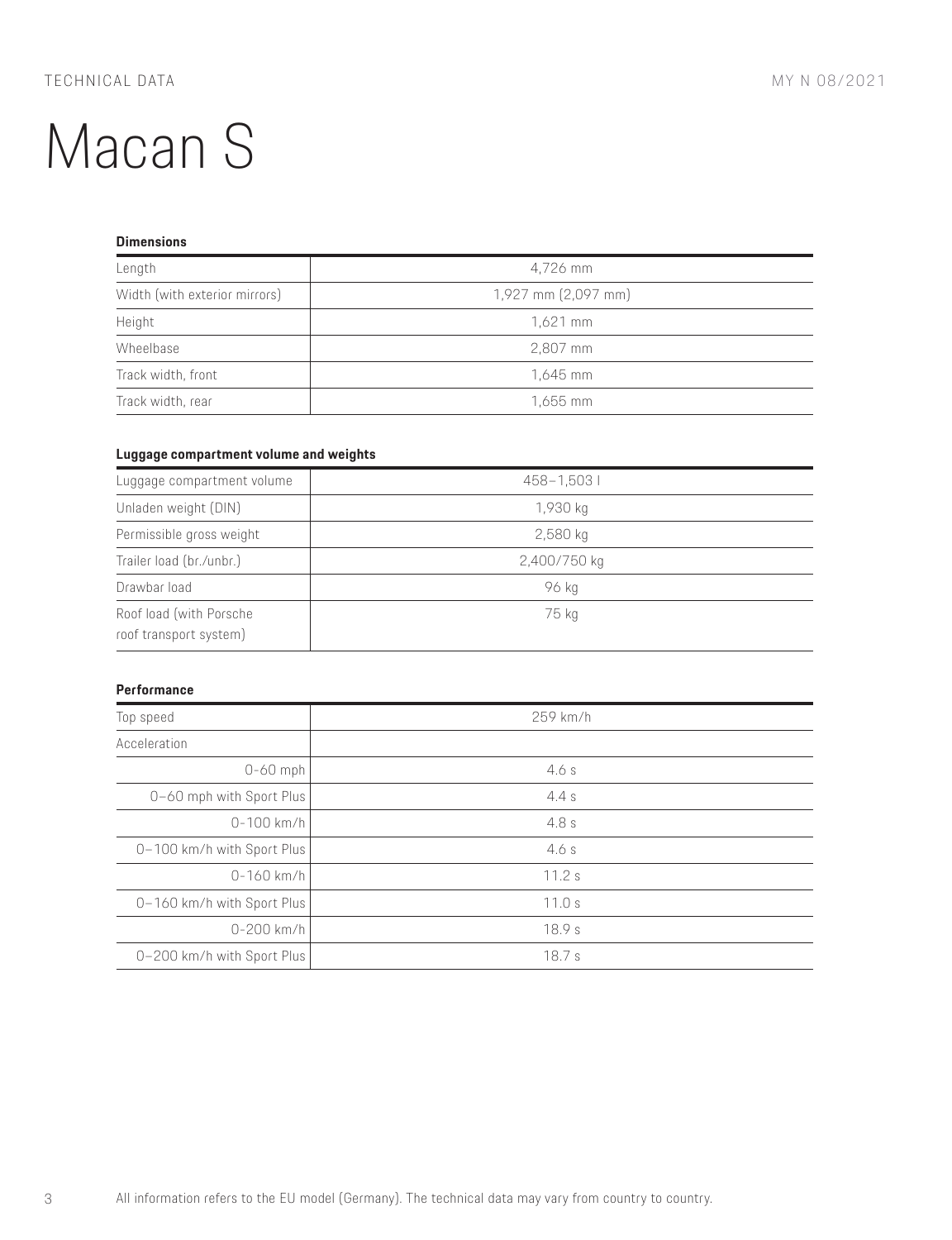# Macan S

**Dimensions**

| Length | 4,726 mm |
|---|---|
| Width (with exterior mirrors) | 1,927 mm (2,097 mm) |
| Height | 1,621 mm |
| Wheelbase | 2,807 mm |
| Track width, front | 1,645 mm |
| Track width, rear | 1,655 mm |

**Luggage compartment volume and weights**

| Luggage compartment volume | 458–1,503 l |
|---|---|
| Unladen weight (DIN) | 1,930 kg |
| Permissible gross weight | 2,580 kg |
| Trailer load (br./unbr.) | 2,400/750 kg |
| Drawbar load | 96 kg |
| Roof load (with Porsche roof transport system) | 75 kg |

**Performance**

| Top speed | 259 km/h |
|---|---|
| Acceleration | |
| 0-60 mph | 4.6 s |
| 0–60 mph with Sport Plus | 4.4 s |
| 0-100 km/h | 4.8 s |
| 0–100 km/h with Sport Plus | 4.6 s |
| 0-160 km/h | 11.2 s |
| 0–160 km/h with Sport Plus | 11.0 s |
| 0-200 km/h | 18.9 s |
| 0–200 km/h with Sport Plus | 18.7 s |

All information refers to the EU model (Germany). The technical data may vary from country to country.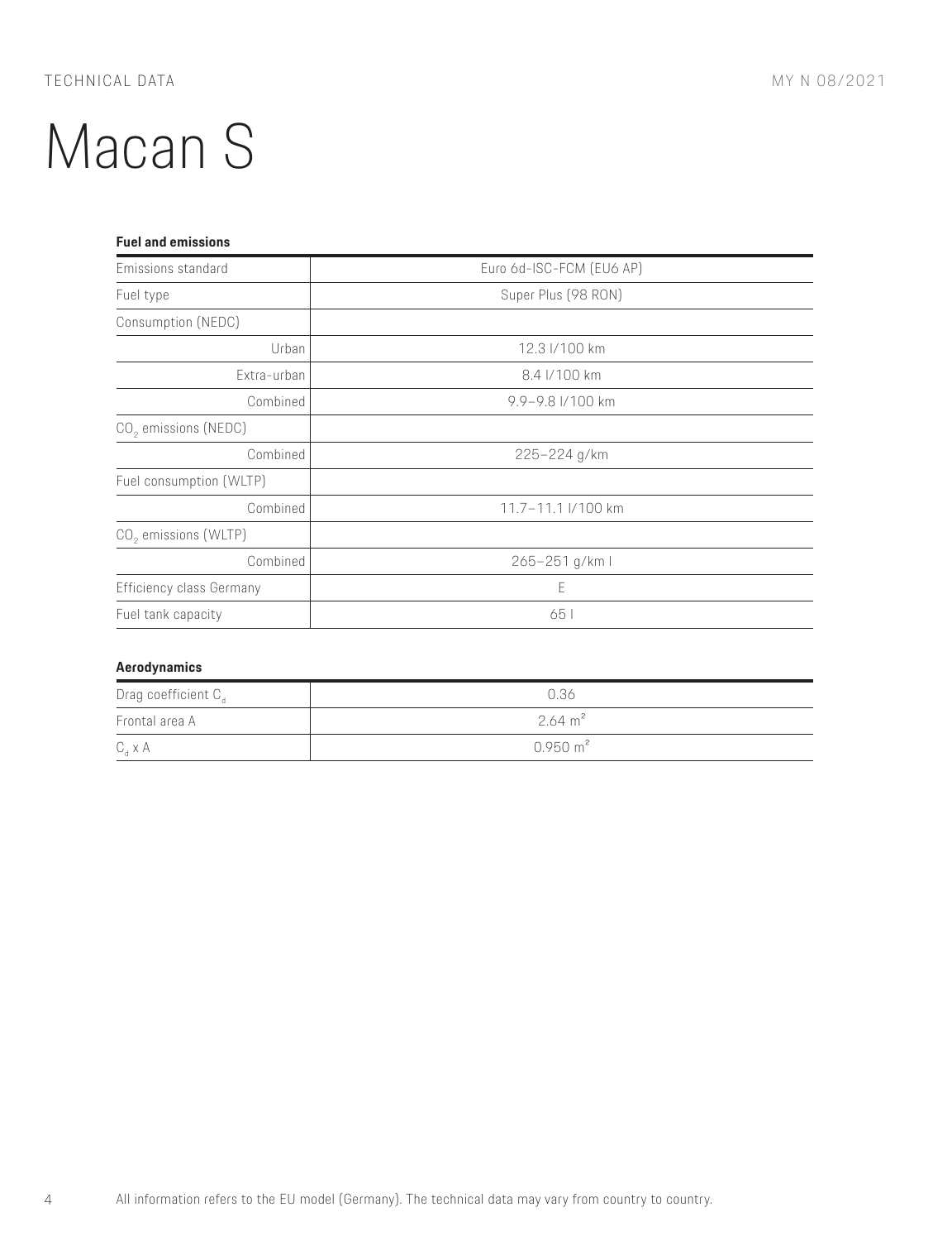# Macan S

**Fuel and emissions**

| | |
|---|---|
| Emissions standard | Euro 6d-ISC-FCM (EU6 AP) |
| Fuel type | Super Plus (98 RON) |
| Consumption (NEDC) | |
| Urban | 12.3 l/100 km |
| Extra-urban | 8.4 l/100 km |
| Combined | 9.9–9.8 l/100 km |
| $CO_2$ emissions (NEDC) | |
| Combined | 225–224 g/km |
| Fuel consumption (WLTP) | |
| Combined | 11.7–11.1 l/100 km |
| $CO_2$ emissions (WLTP) | |
| Combined | 265–251 g/km l |
| Efficiency class Germany | E |
| Fuel tank capacity | 65 l |

**Aerodynamics**

| | |
|---|---|
| Drag coefficient $C_d$ | 0.36 |
| Frontal area A | 2.64 $m^2$ |
| $C_d$ x A | 0.950 $m^2$ |

All information refers to the EU model (Germany). The technical data may vary from country to country.